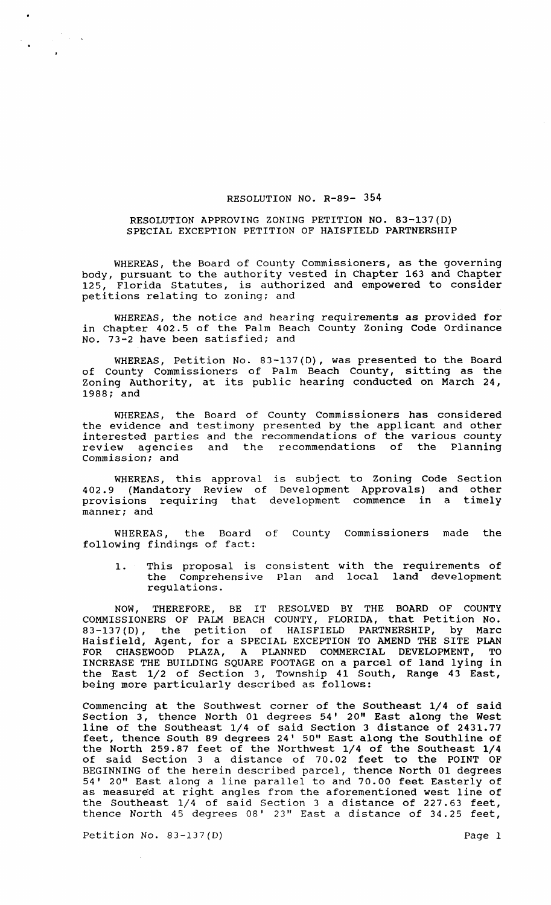# RESOLUTION NO. R-89- 354

## RESOLUTION APPROVING ZONING PETITION NO. 83-137(D) SPECIAL EXCEPTION PETITION OF HAISFIELD PARTNERSHIP

WHEREAS, the Board of County Commissioners, as the governing body, pursuant to the authority vested in Chapter 163 and Chapter 125, Florida Statutes, is authorized and empowered to consider petitions relating to zoning; and

WHEREAS, the notice and hearing requirements as provided for in Chapter 402.5 of the Palm Beach County Zoning Code Ordinance No. 73-2 have been satisfied; and

WHEREAS, Petition No. 83-137(D), was presented to the Board of County Commissioners of Palm Beach County, sitting as the Zoning Authority, at its public hearing conducted on March 24, 1988; and

WHEREAS, the Board of County Commissioners has considered the evidence and testimony presented by the applicant and other interested parties and the recommendations of the various county review agencies and the recommendations of the Planning Commission; and

WHEREAS, this approval is subject to Zoning Code Section 402.9 (Mandatory Review of Development Approvals) and other provisions requiring that development commence in a timely manner; and

WHEREAS, the Board of County Commissioners made the following findings of fact:

1. This proposal is consistent with the requirements of the Comprehensive Plan and local land development regulations.

NOW, THEREFORE, BE IT RESOLVED BY THE BOARD OF COUNTY COMMISSIONERS OF PALM BEACH COUNTY, FLORIDA, that Petition No. 83-137(D), the petition of HAISFIELD PARTNERSHIP, by Marc Haisfield, Agent, for a SPECIAL EXCEPTION TO AMEND THE SITE PLAN FOR CHASEWOOD PLAZA, A PLANNED COMMERCIAL DEVELOPMENT, TO INCREASE THE BUILDING SQUARE FOOTAGE on a parcel of land lying in the East 1/2 of Section 3, Township 41 South, Range 43 East, being more particularly described as follows:

Commencing at the Southwest corner of the Southeast 1/4 of said Section 3, thence North 01 degrees 54' 20" East along the West line of the Southeast 1/4 of said Section 3 distance of 2431.77 feet, thence South 89 degrees 24' 50" East along the Southline of the North 259.87 feet of the Northwest 1/4 of the Southeast 1/4 of said Section 3 a distance of 70.02 feet to the POINT OF BEGINNING of the herein described parcel, thence North 01 degrees 54' 20" East along a line parallel to and 70.00 feet Easterly of as measured at right angles from the aforementioned west line of the Southeast 1/4 of said Section 3 a distance of 227.63 feet, thence North 45 degrees 08' 23" East a distance of 34.25 feet,

Petition No. 83-137(D)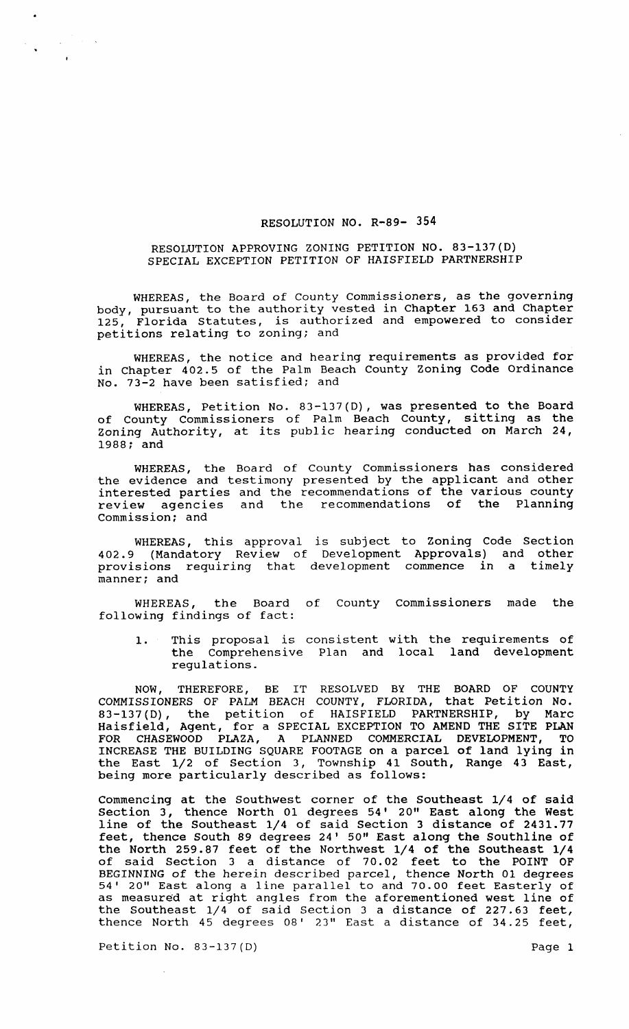RESOLUTION NO. R-89- 354

RESOLUTION APPROVING ZONING PETITION NO. 83-137(D)
SPECIAL EXCEPTION PETITION OF HAISFIELD PARTNERSHIP

WHEREAS, the Board of County Commissioners, as the governing body, pursuant to the authority vested in Chapter 163 and Chapter 125, Florida Statutes, is authorized and empowered to consider petitions relating to zoning; and

WHEREAS, the notice and hearing requirements as provided for in Chapter 402.5 of the Palm Beach County Zoning Code Ordinance No. 73-2 have been satisfied; and

WHEREAS, Petition No. 83-137(D), was presented to the Board of County Commissioners of Palm Beach County, sitting as the Zoning Authority, at its public hearing conducted on March 24, 1988; and

WHEREAS, the Board of County Commissioners has considered the evidence and testimony presented by the applicant and other interested parties and the recommendations of the various county review agencies and the recommendations of the Planning Commission; and

WHEREAS, this approval is subject to Zoning Code Section 402.9 (Mandatory Review of Development Approvals) and other provisions requiring that development commence in a timely manner; and

WHEREAS, the Board of County Commissioners made the following findings of fact:

1. This proposal is consistent with the requirements of the Comprehensive Plan and local land development regulations.

NOW, THEREFORE, BE IT RESOLVED BY THE BOARD OF COUNTY COMMISSIONERS OF PALM BEACH COUNTY, FLORIDA, that Petition No. 83-137(D), the petition of HAISFIELD PARTNERSHIP, by Marc Haisfield, Agent, for a SPECIAL EXCEPTION TO AMEND THE SITE PLAN FOR CHASEWOOD PLAZA, A PLANNED COMMERCIAL DEVELOPMENT, TO INCREASE THE BUILDING SQUARE FOOTAGE on a parcel of land lying in the East 1/2 of Section 3, Township 41 South, Range 43 East, being more particularly described as follows:

Commencing at the Southwest corner of the Southeast 1/4 of said Section 3, thence North 01 degrees 54' 20" East along the West line of the Southeast 1/4 of said Section 3 distance of 2431.77 feet, thence South 89 degrees 24' 50" East along the Southline of the North 259.87 feet of the Northwest 1/4 of the Southeast 1/4 of said Section 3 a distance of 70.02 feet to the POINT OF BEGINNING of the herein described parcel, thence North 01 degrees 54' 20" East along a line parallel to and 70.00 feet Easterly of as measured at right angles from the aforementioned west line of the Southeast 1/4 of said Section 3 a distance of 227.63 feet, thence North 45 degrees 08' 23" East a distance of 34.25 feet,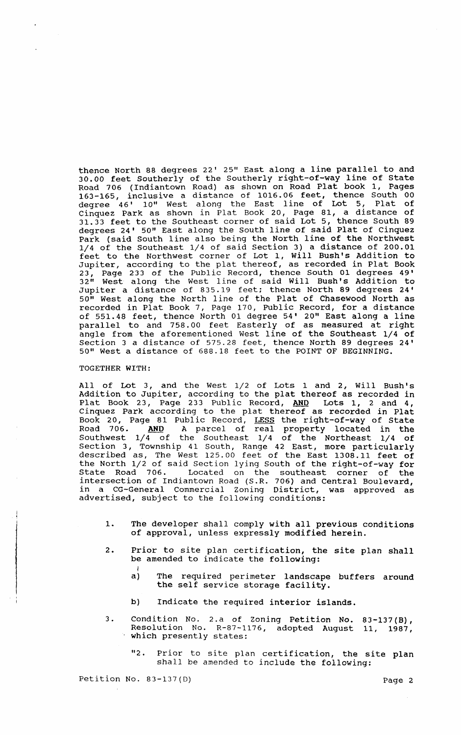thence North 88 degrees 22' 25" East along a line parallel to and 30.00 feet Southerly of the Southerly right-of-way line of State Road 706 (Indiantown Road) as shown on Road Plat book 1, Pages 163-165, inclusive a distance of 1016.06 feet, thence South 00 degree 46' 10" West along the East line of Lot 5, Plat of Cinquez Park as shown in Plat Book 20, Page 81, a distance of 31.33 feet to the Southeast corner of said Lot 5, thence South 89 degrees 24' 50" East along the South line of said Plat of Cinquez Park (said South line also being the North line of the Northwest 1/4 of the Southeast 1/4 of said Section 3) a distance of 200.01 feet to the Northwest corner of Lot 1, Will Bush's Addition to Jupiter, according to the plat thereof, as recorded in Plat Book 23, Page 233 of the Public Record, thence South 01 degrees 49' 32" West along the West line of said Will Bush's Addition to Jupiter a distance of 835.19 feet; thence North 89 degrees 24' 50" West along the North line of the Plat of Chasewood North as recorded in Plat Book 7, Page 170, Public Record, for a distance of 551.48 feet, thence North 01 degree 54' 20" East along a line parallel to and 758.00 feet Easterly of as measured at right angle from the aforementioned West line of the Southeast 1/4 of Section 3 a distance of 575.28 feet, thence North 89 degrees 24' 50" West a distance of 688.18 feet to the POINT OF BEGINNING.

TOGETHER WITH:

All of Lot 3, and the West 1/2 of Lots 1 and 2, Will Bush's Addition to Jupiter, according to the plat thereof as recorded in Plat Book 23, Page 233 Public Record, AND Lots 1, 2 and 4, Cinquez Park according to the plat thereof as recorded in Plat Book 20, Page 81 Public Record, LESS the right-of-way of State Road 706. AND A parcel of real property located in the Southwest 1/4 of the Southeast 1/4 of the Northeast 1/4 of Section 3, Township 41 South, Range 42 East, more particularly described as, The West 125.00 feet of the East 1308.11 feet of the North 1/2 of said Section lying South of the right-of-way for State Road 706. Located on the southeast corner of the intersection of Indiantown Road (S.R. 706) and Central Boulevard, in a CG-General Commercial Zoning District, was approved as advertised, subject to the following conditions:

1. The developer shall comply with all previous conditions of approval, unless expressly modified herein.

2. Prior to site plan certification, the site plan shall be amended to indicate the following:

   a) The required perimeter landscape buffers around the self service storage facility.

   b) Indicate the required interior islands.

3. Condition No. 2.a of Zoning Petition No. 83-137(B), Resolution No. R-87-1176, adopted August 11, 1987, which presently states:

   "2. Prior to site plan certification, the site plan shall be amended to include the following:

Petition No. 83-137(D)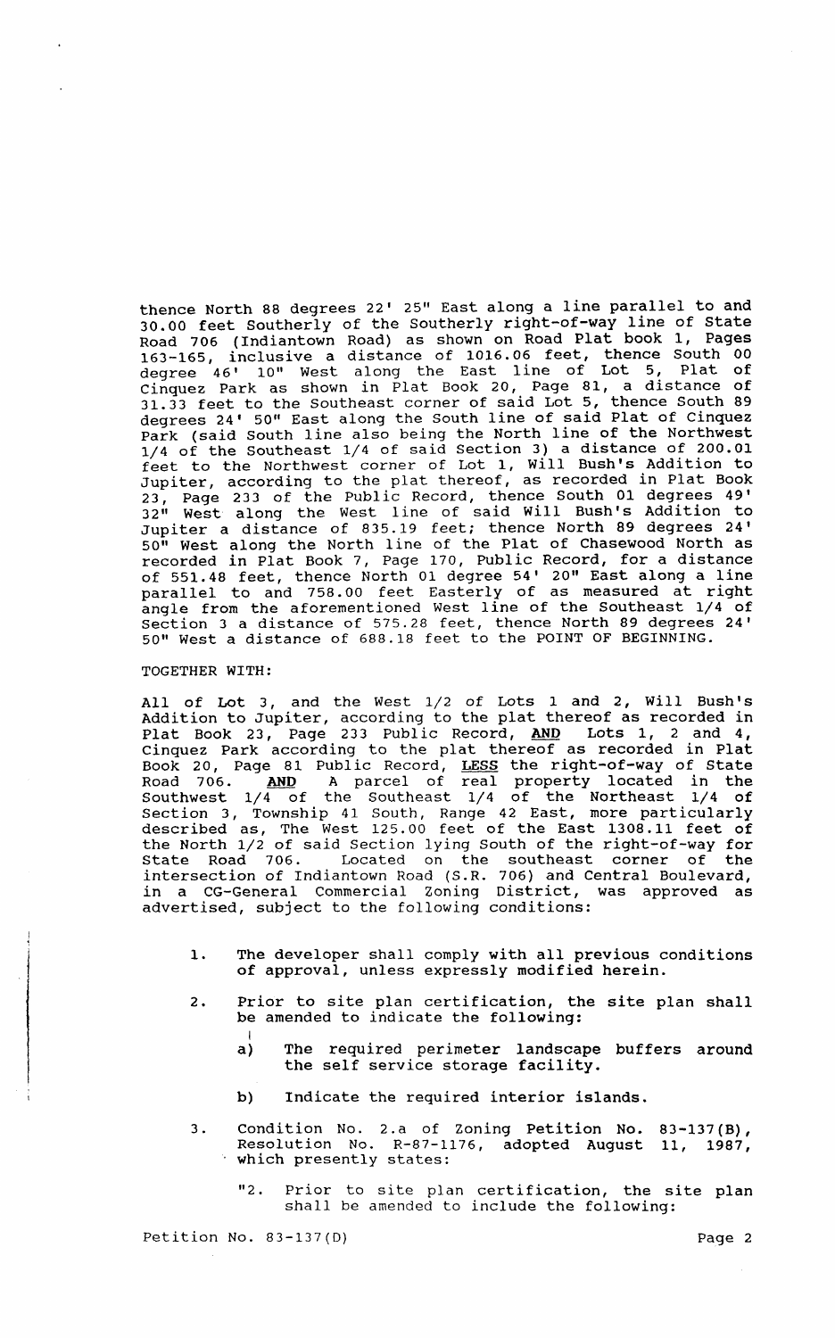thence North 88 degrees 22' 25" East along a line parallel to and 30.00 feet Southerly of the Southerly right-of-way line of State Road 706 (Indiantown Road) as shown on Road Plat book 1, Pages 163-165, inclusive a distance of 1016.06 feet, thence South 00 degree 46' 10" West along the East line of Lot 5, Plat of Cinquez Park as shown in Plat Book 20, Page 81, a distance of 31.33 feet to the Southeast corner of said Lot 5, thence South 89 degrees 24' 50" East along the South line of said Plat of Cinquez Park (said South line also being the North line of the Northwest 1/4 of the Southeast 1/4 of said Section 3) a distance of 200.01 feet to the Northwest corner of Lot 1, Will Bush's Addition to Jupiter, according to the plat thereof, as recorded in Plat Book 23, Page 233 of the Public Record, thence South 01 degrees 49' 32" West along the West line of said Will Bush's Addition to Jupiter a distance of 835.19 feet; thence North 89 degrees 24' 50" West along the North line of the Plat of Chasewood North as recorded in Plat Book 7, Page 170, Public Record, for a distance of 551.48 feet, thence North 01 degree 54' 20" East along a line parallel to and 758.00 feet Easterly of as measured at right angle from the aforementioned West line of the Southeast 1/4 of Section 3 a distance of 575.28 feet, thence North 89 degrees 24' 50" West a distance of 688.18 feet to the POINT OF BEGINNING.

TOGETHER WITH:

All of Lot 3, and the West 1/2 of Lots 1 and 2, Will Bush's Addition to Jupiter, according to the plat thereof as recorded in Plat Book 23, Page 233 Public Record, **AND** Lots 1, 2 and 4, Cinquez Park according to the plat thereof as recorded in Plat Book 20, Page 81 Public Record, **LESS** the right-of-way of State Road 706. **AND** A parcel of real property located in the Southwest 1/4 of the Southeast 1/4 of the Northeast 1/4 of Section 3, Township 41 South, Range 42 East, more particularly described as, The West 125.00 feet of the East 1308.11 feet of the North 1/2 of said Section lying South of the right-of-way for State Road 706. Located on the southeast corner of the intersection of Indiantown Road (S.R. 706) and Central Boulevard, in a CG-General Commercial Zoning District, was approved as advertised, subject to the following conditions:

1. The developer shall comply with all previous conditions of approval, unless expressly modified herein.

2. Prior to site plan certification, the site plan shall be amended to indicate the following:

   a) The required perimeter landscape buffers around the self service storage facility.

   b) Indicate the required interior islands.

3. Condition No. 2.a of Zoning Petition No. 83-137(B), Resolution No. R-87-1176, adopted August 11, 1987, which presently states:

   "2. Prior to site plan certification, the site plan shall be amended to include the following: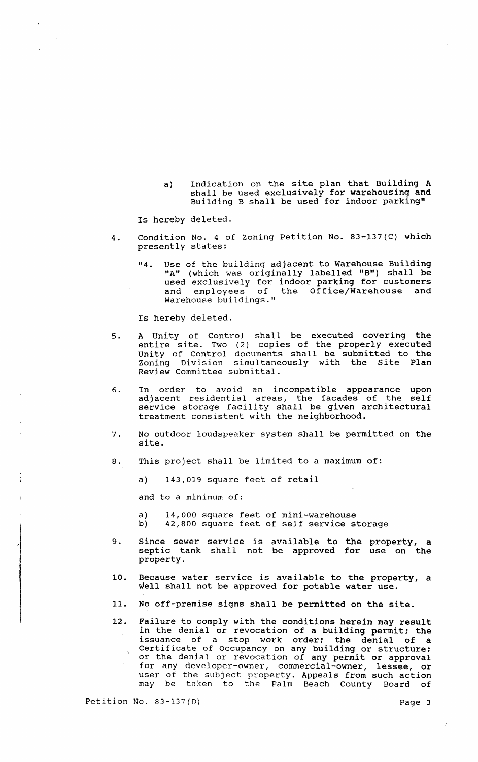a) Indication on the site plan that Building A shall be used exclusively for warehousing and Building B shall be used for indoor parking"

Is hereby deleted.

4. Condition No. 4 of Zoning Petition No. 83-137(C) which presently states:

   "4. Use of the building adjacent to Warehouse Building "A" (which was originally labelled "B") shall be used exclusively for indoor parking for customers and employees of the Office/Warehouse and Warehouse buildings."

   Is hereby deleted.

5. A Unity of Control shall be executed covering the entire site. Two (2) copies of the properly executed Unity of Control documents shall be submitted to the Zoning Division simultaneously with the Site Plan Review Committee submittal.

6. In order to avoid an incompatible appearance upon adjacent residential areas, the facades of the self service storage facility shall be given architectural treatment consistent with the neighborhood.

7. No outdoor loudspeaker system shall be permitted on the site.

8. This project shall be limited to a maximum of:

   a) 143,019 square feet of retail

   and to a minimum of:

   a) 14,000 square feet of mini-warehouse
   b) 42,800 square feet of self service storage

9. Since sewer service is available to the property, a septic tank shall not be approved for use on the property.

10. Because water service is available to the property, a well shall not be approved for potable water use.

11. No off-premise signs shall be permitted on the site.

12. Failure to comply with the conditions herein may result in the denial or revocation of a building permit; the issuance of a stop work order; the denial of a Certificate of Occupancy on any building or structure; or the denial or revocation of any permit or approval for any developer-owner, commercial-owner, lessee, or user of the subject property. Appeals from such action may be taken to the Palm Beach County Board of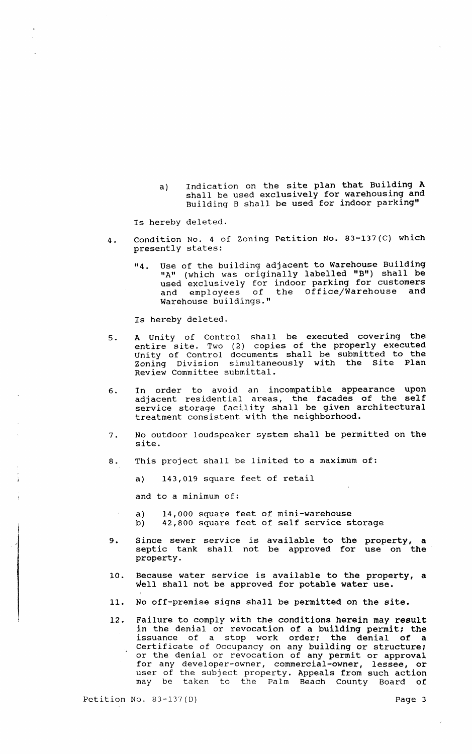a) Indication on the site plan that Building A shall be used exclusively for warehousing and Building B shall be used for indoor parking"

Is hereby deleted.

4. Condition No. 4 of Zoning Petition No. 83-137(C) which presently states:

   "4. Use of the building adjacent to Warehouse Building "A" (which was originally labelled "B") shall be used exclusively for indoor parking for customers and employees of the Office/Warehouse and Warehouse buildings."

   Is hereby deleted.

5. A Unity of Control shall be executed covering the entire site. Two (2) copies of the properly executed Unity of Control documents shall be submitted to the Zoning Division simultaneously with the Site Plan Review Committee submittal.

6. In order to avoid an incompatible appearance upon adjacent residential areas, the facades of the self service storage facility shall be given architectural treatment consistent with the neighborhood.

7. No outdoor loudspeaker system shall be permitted on the site.

8. This project shall be limited to a maximum of:

   a) 143,019 square feet of retail

   and to a minimum of:

   a) 14,000 square feet of mini-warehouse
   b) 42,800 square feet of self service storage

9. Since sewer service is available to the property, a septic tank shall not be approved for use on the property.

10. Because water service is available to the property, a well shall not be approved for potable water use.

11. No off-premise signs shall be permitted on the site.

12. Failure to comply with the conditions herein may result in the denial or revocation of a building permit; the issuance of a stop work order; the denial of a Certificate of Occupancy on any building or structure; or the denial or revocation of any permit or approval for any developer-owner, commercial-owner, lessee, or user of the subject property. Appeals from such action may be taken to the Palm Beach County Board of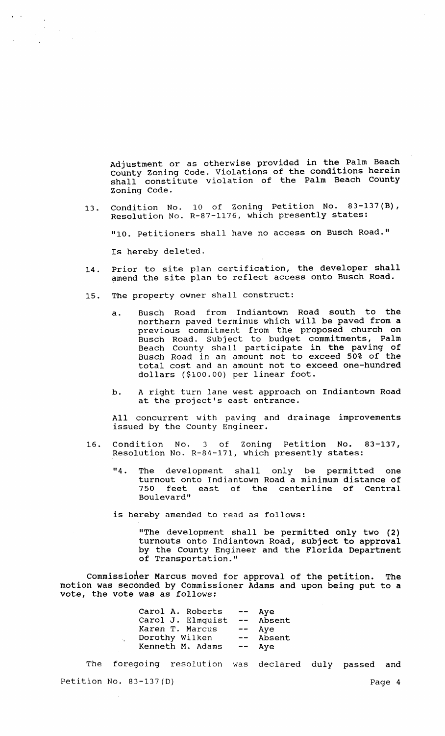Adjustment or as otherwise provided in the Palm Beach County Zoning Code. Violations of the conditions herein shall constitute violation of the Palm Beach County Zoning Code.

13. Condition No. 10 of Zoning Petition No. 83-137(B), Resolution No. R-87-1176, which presently states:

    "10. Petitioners shall have no access on Busch Road."

    Is hereby deleted.

14. Prior to site plan certification, the developer shall amend the site plan to reflect access onto Busch Road.

15. The property owner shall construct:

    a. Busch Road from Indiantown Road south to the northern paved terminus which will be paved from a previous commitment from the proposed church on Busch Road. Subject to budget commitments, Palm Beach County shall participate in the paving of Busch Road in an amount not to exceed 50% of the total cost and an amount not to exceed one-hundred dollars ($100.00) per linear foot.

    b. A right turn lane west approach on Indiantown Road at the project's east entrance.

    All concurrent with paving and drainage improvements issued by the County Engineer.

16. Condition No. 3 of Zoning Petition No. 83-137, Resolution No. R-84-171, which presently states:

    "4. The development shall only be permitted one turnout onto Indiantown Road a minimum distance of 750 feet east of the centerline of Central Boulevard"

    is hereby amended to read as follows:

    "The development shall be permitted only two (2) turnouts onto Indiantown Road, subject to approval by the County Engineer and the Florida Department of Transportation."

Commissioner Marcus moved for approval of the petition. The motion was seconded by Commissioner Adams and upon being put to a vote, the vote was as follows:

| | | |
|---|---|---|
| Carol A. Roberts | -- | Aye |
| Carol J. Elmquist | -- | Absent |
| Karen T. Marcus | -- | Aye |
| Dorothy Wilken | -- | Absent |
| Kenneth M. Adams | -- | Aye |

The foregoing resolution was declared duly passed and

Petition No. 83-137(D)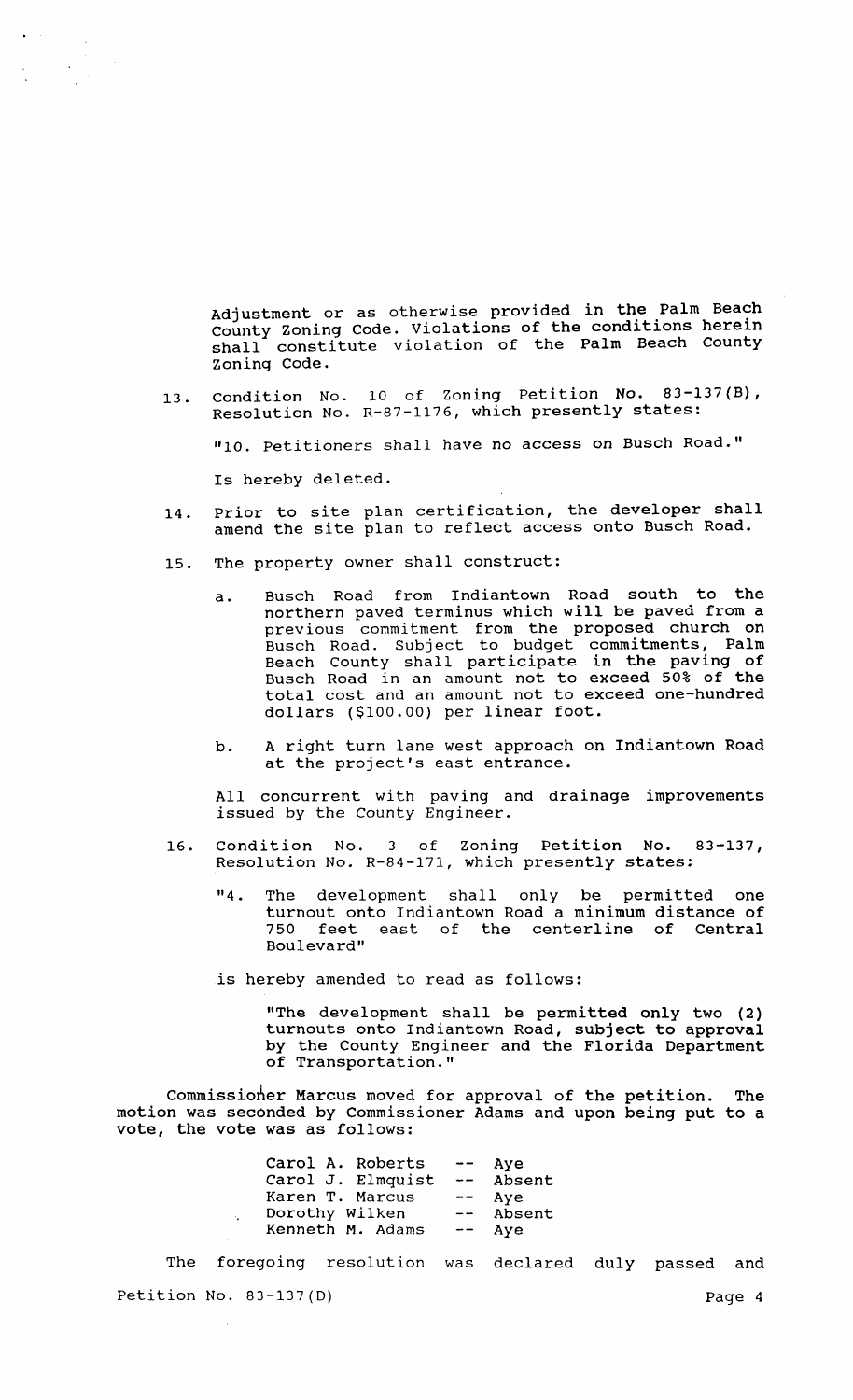Adjustment or as otherwise provided in the Palm Beach County Zoning Code. Violations of the conditions herein shall constitute violation of the Palm Beach County Zoning Code.

13. Condition No. 10 of Zoning Petition No. 83-137(B), Resolution No. R-87-1176, which presently states:

    "10. Petitioners shall have no access on Busch Road."

    Is hereby deleted.

14. Prior to site plan certification, the developer shall amend the site plan to reflect access onto Busch Road.

15. The property owner shall construct:

    a. Busch Road from Indiantown Road south to the northern paved terminus which will be paved from a previous commitment from the proposed church on Busch Road. Subject to budget commitments, Palm Beach County shall participate in the paving of Busch Road in an amount not to exceed 50% of the total cost and an amount not to exceed one-hundred dollars ($100.00) per linear foot.

    b. A right turn lane west approach on Indiantown Road at the project's east entrance.

    All concurrent with paving and drainage improvements issued by the County Engineer.

16. Condition No. 3 of Zoning Petition No. 83-137, Resolution No. R-84-171, which presently states:

    "4. The development shall only be permitted one turnout onto Indiantown Road a minimum distance of 750 feet east of the centerline of Central Boulevard"

    is hereby amended to read as follows:

    "The development shall be permitted only two (2) turnouts onto Indiantown Road, subject to approval by the County Engineer and the Florida Department of Transportation."

Commissioner Marcus moved for approval of the petition. The motion was seconded by Commissioner Adams and upon being put to a vote, the vote was as follows:

| | | |
|---|---|---|
| Carol A. Roberts | -- | Aye |
| Carol J. Elmquist | -- | Absent |
| Karen T. Marcus | -- | Aye |
| Dorothy Wilken | -- | Absent |
| Kenneth M. Adams | -- | Aye |

The foregoing resolution was declared duly passed and

Petition No. 83-137(D)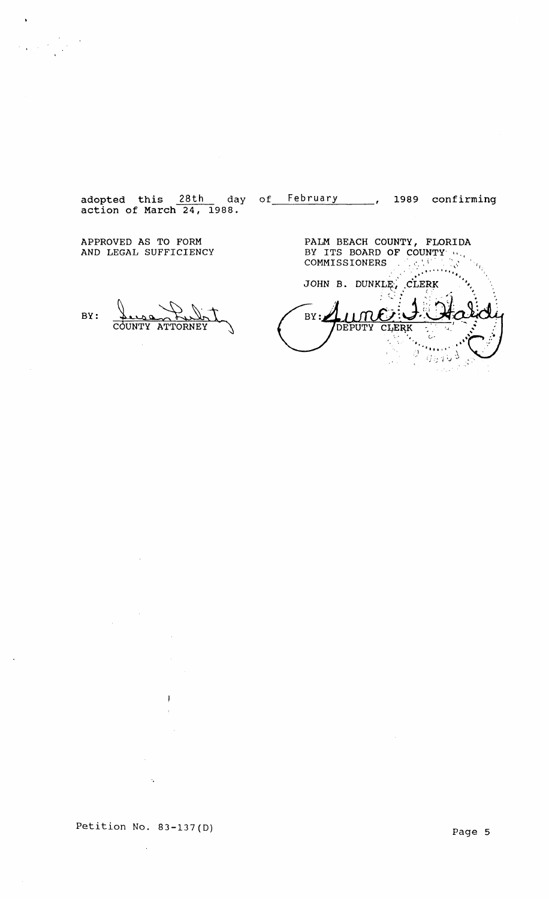adopted this 28th day of February, 1989 confirming action of March 24, 1988.

APPROVED AS TO FORM AND LEGAL SUFFICIENCY

BY: COUNTY ATTORNEY

PALM BEACH COUNTY, FLORIDA
BY ITS BOARD OF COUNTY COMMISSIONERS

JOHN B. DUNKLE, CLERK

BY: DEPUTY CLERK

Petition No. 83-137(D)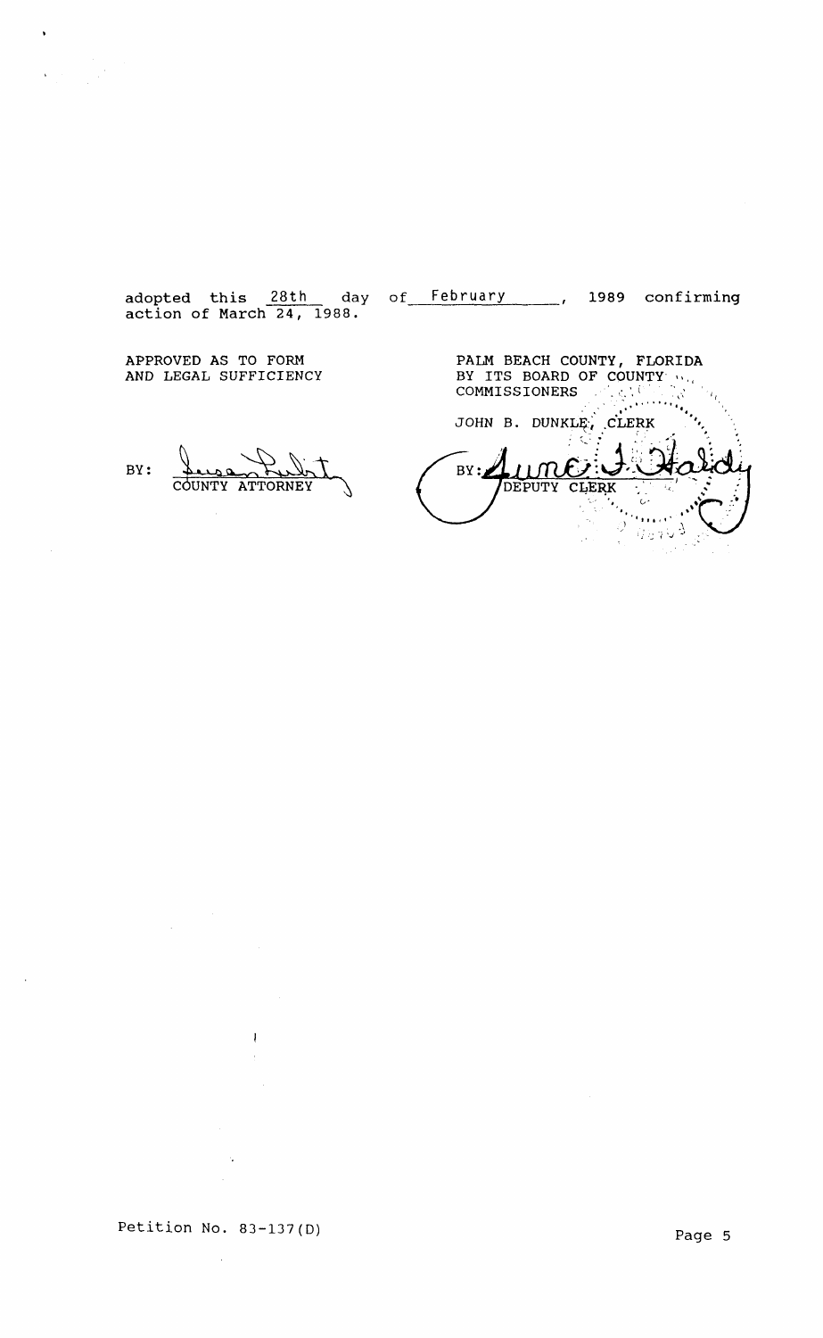adopted this 28th day of February, 1989 confirming action of March 24, 1988.

APPROVED AS TO FORM AND LEGAL SUFFICIENCY

BY: COUNTY ATTORNEY

PALM BEACH COUNTY, FLORIDA BY ITS BOARD OF COUNTY COMMISSIONERS

JOHN B. DUNKLE, CLERK

BY: DEPUTY CLERK

Petition No. 83-137(D)